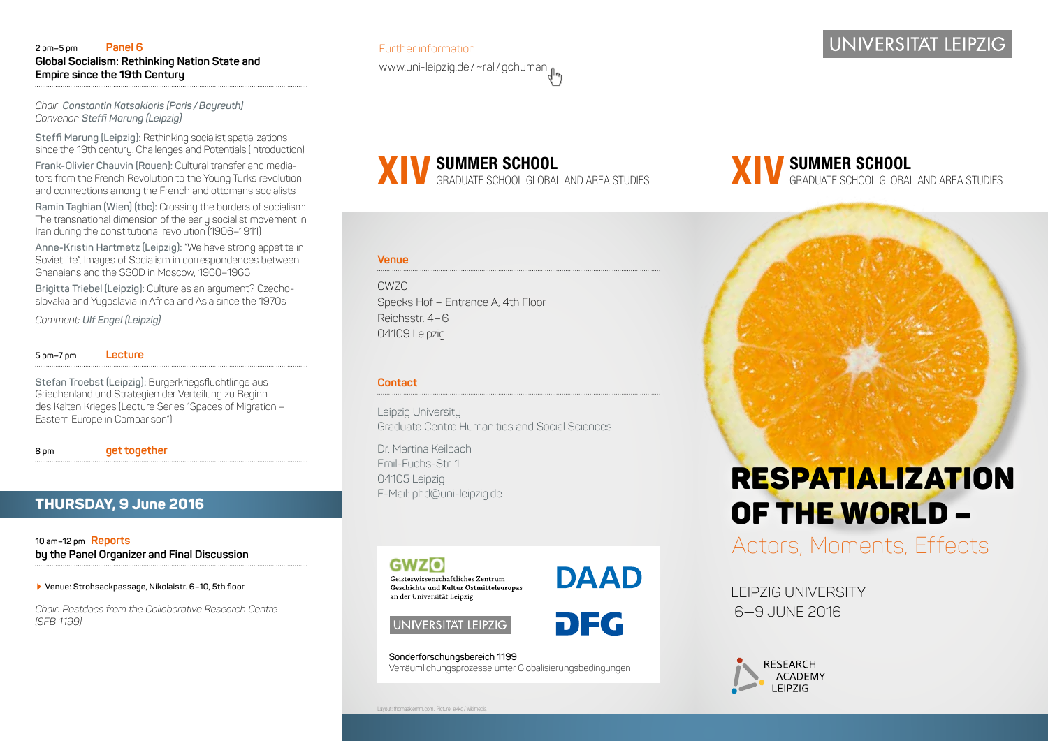2 pm–5 pm **Panel 6**
**Global Socialism: Rethinking Nation State and Empire since the 19th Century**

*Chair: Constantin Katsakioris (Paris / Bayreuth)*
*Convenor: Steffi Marung (Leipzig)*

Steffi Marung (Leipzig): Rethinking socialist spatializations since the 19th century. Challenges and Potentials (Introduction)

Frank-Olivier Chauvin (Rouen): Cultural transfer and mediators from the French Revolution to the Young Turks revolution and connections among the French and ottomans socialists

Ramin Taghian (Wien) (tbc): Crossing the borders of socialism: The transnational dimension of the early socialist movement in Iran during the constitutional revolution (1906–1911)

Anne-Kristin Hartmetz (Leipzig): "We have strong appetite in Soviet life". Images of Socialism in correspondences between Ghanaians and the SSOD in Moscow, 1960–1966

Brigitta Triebel (Leipzig): Culture as an argument? Czechoslovakia and Yugoslavia in Africa and Asia since the 1970s

*Comment: Ulf Engel (Leipzig)*

5 pm–7 pm **Lecture**

Stefan Troebst (Leipzig): Bürgerkriegsflüchtlinge aus Griechenland und Strategien der Verteilung zu Beginn des Kalten Krieges (Lecture Series "Spaces of Migration – Eastern Europe in Comparison")

8 pm **get together**

## THURSDAY, 9 June 2016

10 am–12 pm **Reports**
**by the Panel Organizer and Final Discussion**

▸ Venue: Strohsackpassage, Nikolaistr. 6–10, 5th floor

*Chair: Postdocs from the Collaborative Research Centre (SFB 1199)*

Further information:
www.uni-leipzig.de / ~ral / gchuman

**XIV SUMMER SCHOOL**
GRADUATE SCHOOL GLOBAL AND AREA STUDIES

**Venue**

GWZO
Specks Hof – Entrance A, 4th Floor
Reichsstr. 4 – 6
04109 Leipzig

**Contact**

Leipzig University
Graduate Centre Humanities and Social Sciences

Dr. Martina Keilbach
Emil-Fuchs-Str. 1
04105 Leipzig
E-Mail: phd@uni-leipzig.de

GWZO
Geisteswissenschaftliches Zentrum
Geschichte und Kultur Ostmitteleuropas
an der Universität Leipzig

DAAD

UNIVERSITÄT LEIPZIG

DFG

Sonderforschungsbereich 1199
Verräumlichungsprozesse unter Globalisierungsbedingungen

Layout: thomasklemm.com, Picture: ekko / wikimedia

UNIVERSITÄT LEIPZIG

**XIV SUMMER SCHOOL**
GRADUATE SCHOOL GLOBAL AND AREA STUDIES

# RESPATIALIZATION OF THE WORLD –

## Actors, Moments, Effects

LEIPZIG UNIVERSITY
6–9 JUNE 2016

RESEARCH ACADEMY LEIPZIG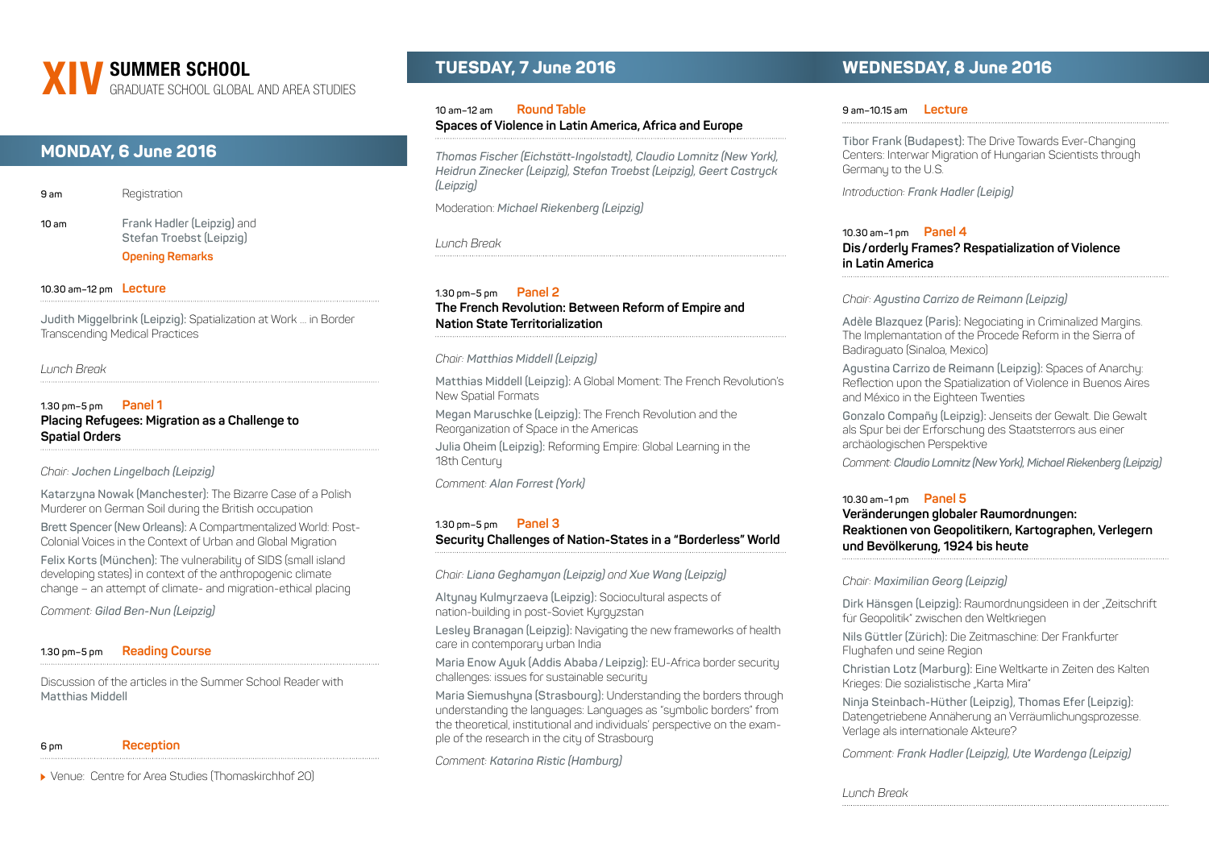# XIV SUMMER SCHOOL
GRADUATE SCHOOL GLOBAL AND AREA STUDIES

## MONDAY, 6 June 2016

9 am — Registration

10 am — Frank Hadler (Leipzig) and Stefan Troebst (Leipzig)
**Opening Remarks**

10.30 am–12 pm **Lecture**

Judith Miggelbrink (Leipzig): Spatialization at Work … in Border Transcending Medical Practices

*Lunch Break*

1.30 pm–5 pm **Panel 1**
**Placing Refugees: Migration as a Challenge to Spatial Orders**

*Chair: Jochen Lingelbach (Leipzig)*

Katarzyna Nowak (Manchester): The Bizarre Case of a Polish Murderer on German Soil during the British occupation

Brett Spencer (New Orleans): A Compartmentalized World: Post-Colonial Voices in the Context of Urban and Global Migration

Felix Korts (München): The vulnerability of SIDS (small island developing states) in context of the anthropogenic climate change – an attempt of climate- and migration-ethical placing

*Comment: Gilad Ben-Nun (Leipzig)*

1.30 pm–5 pm **Reading Course**

Discussion of the articles in the Summer School Reader with Matthias Middell

6 pm **Reception**

Venue: Centre for Area Studies (Thomaskirchhof 20)

## TUESDAY, 7 June 2016

10 am–12 am **Round Table**
**Spaces of Violence in Latin America, Africa and Europe**

*Thomas Fischer (Eichstätt-Ingolstadt), Claudio Lomnitz (New York), Heidrun Zinecker (Leipzig), Stefan Troebst (Leipzig), Geert Castryck (Leipzig)*

Moderation: *Michael Riekenberg (Leipzig)*

*Lunch Break*

1.30 pm–5 pm **Panel 2**
**The French Revolution: Between Reform of Empire and Nation State Territorialization**

*Chair: Matthias Middell (Leipzig)*

Matthias Middell (Leipzig): A Global Moment: The French Revolution's New Spatial Formats

Megan Maruschke (Leipzig): The French Revolution and the Reorganization of Space in the Americas

Julia Oheim (Leipzig): Reforming Empire: Global Learning in the 18th Century

*Comment: Alan Forrest (York)*

1.30 pm–5 pm **Panel 3**
**Security Challenges of Nation-States in a "Borderless" World**

*Chair: Liana Geghamyan (Leipzig) and Xue Wang (Leipzig)*

Altynay Kulmyrzaeva (Leipzig): Sociocultural aspects of nation-building in post-Soviet Kyrgyzstan

Lesley Branagan (Leipzig): Navigating the new frameworks of health care in contemporary urban India

Maria Enow Ayuk (Addis Ababa / Leipzig): EU-Africa border security challenges: issues for sustainable security

Maria Siemushyna (Strasbourg): Understanding the borders through understanding the languages: Languages as "symbolic borders" from the theoretical, institutional and individuals' perspective on the example of the research in the city of Strasbourg

*Comment: Katarina Ristic (Hamburg)*

## WEDNESDAY, 8 June 2016

9 am–10.15 am **Lecture**

Tibor Frank (Budapest): The Drive Towards Ever-Changing Centers: Interwar Migration of Hungarian Scientists through Germany to the U.S.

*Introduction: Frank Hadler (Leipig)*

10.30 am–1 pm **Panel 4**
**Dis/orderly Frames? Respatialization of Violence in Latin America**

*Chair: Agustina Carrizo de Reimann (Leipzig)*

Adèle Blazquez (Paris): Negociating in Criminalized Margins. The Implemantation of the Procede Reform in the Sierra of Badiraguato (Sinaloa, Mexico)

Agustina Carrizo de Reimann (Leipzig): Spaces of Anarchy: Reflection upon the Spatialization of Violence in Buenos Aires and México in the Eighteen Twenties

Gonzalo Compañy (Leipzig): Jenseits der Gewalt. Die Gewalt als Spur bei der Erforschung des Staatsterrors aus einer archäologischen Perspektive

*Comment: Claudio Lomnitz (New York), Michael Riekenberg (Leipzig)*

10.30 am–1 pm **Panel 5**
**Veränderungen globaler Raumordnungen: Reaktionen von Geopolitikern, Kartographen, Verlegern und Bevölkerung, 1924 bis heute**

*Chair: Maximilian Georg (Leipzig)*

Dirk Hänsgen (Leipzig): Raumordnungsideen in der „Zeitschrift für Geopolitik" zwischen den Weltkriegen

Nils Güttler (Zürich): Die Zeitmaschine: Der Frankfurter Flughafen und seine Region

Christian Lotz (Marburg): Eine Weltkarte in Zeiten des Kalten Krieges: Die sozialistische „Karta Mira"

Ninja Steinbach-Hüther (Leipzig), Thomas Efer (Leipzig): Datengetriebene Annäherung an Verräumlichungsprozesse. Verlage als internationale Akteure?

*Comment: Frank Hadler (Leipzig), Ute Wardenga (Leipzig)*

*Lunch Break*